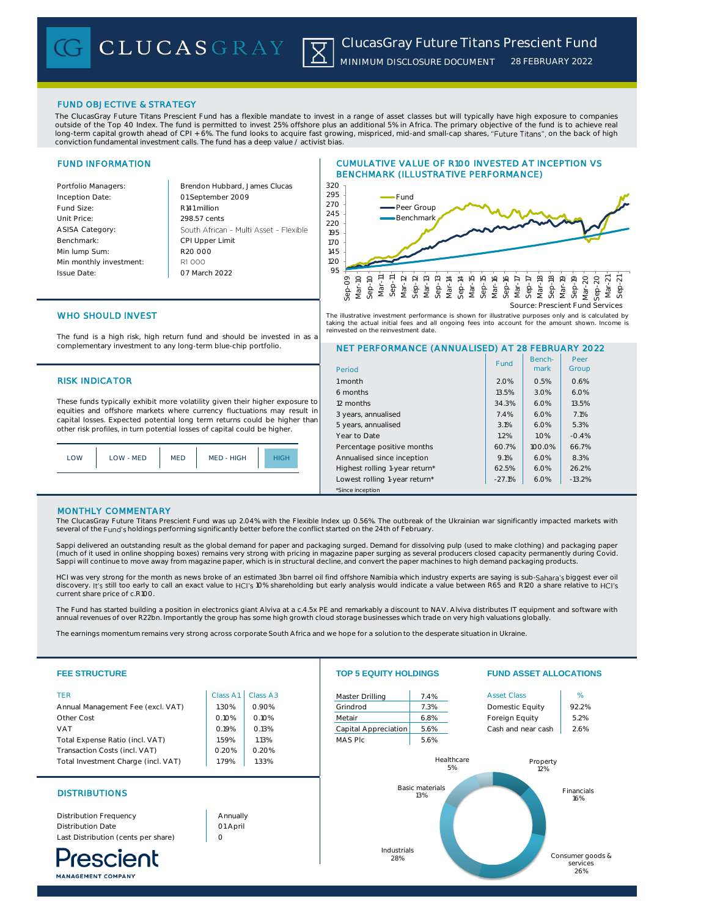# ClucasGray Future Titans Prescient Fund

MINIMUM DISCLOSURE DOCUMENT 28 FEBRUARY 2022

## FUND OBJECTIVE & STRATEGY

The ClucasGray Future Titans Prescient Fund has a flexible mandate to invest in a range of asset classes but will typically have high exposure to companies outside of the Top 40 Index. The fund is permitted to invest 25% offshore plus an additional 5% in Africa. The primary objective of the fund is to achieve real long-term capital growth ahead of CPI + 6%. The fund looks to acquire fast growing, mispriced, mid-and small-cap shares, "Future Titans", on the back of high conviction fundamental investment calls. The fund has a deep value / activist bias.

## FUND INFORMATION

| | |
|---|---|
| Portfolio Managers: | Brendon Hubbard, James Clucas |
| Inception Date: | 01 September 2009 |
| Fund Size: | R141 million |
| Unit Price: | 298.57 cents |
| ASISA Category: | South African – Multi Asset – Flexible |
| Benchmark: | CPI Upper Limit |
| Min lump Sum: | R20 000 |
| Min monthly investment: | R1 000 |
| Issue Date: | 07 March 2022 |

## CUMULATIVE VALUE OF R100 INVESTED AT INCEPTION VS BENCHMARK (ILLUSTRATIVE PERFORMANCE)

Source: Prescient Fund Services

The illustrative investment performance is shown for illustrative purposes only and is calculated by taking the actual initial fees and all ongoing fees into account for the amount shown. Income is reinvested on the reinvestment date.

## WHO SHOULD INVEST

The fund is a high risk, high return fund and should be invested in as a complementary investment to any long-term blue-chip portfolio.

## RISK INDICATOR

These funds typically exhibit more volatility given their higher exposure to equities and offshore markets where currency fluctuations may result in capital losses. Expected potential long term returns could be higher than other risk profiles, in turn potential losses of capital could be higher.

| LOW | LOW - MED | MED | MED - HIGH | **HIGH** |
|---|---|---|---|---|

## NET PERFORMANCE (ANNUALISED) AT 28 FEBRUARY 2022

| Period | Fund | Benchmark | Peer Group |
|---|---|---|---|
| 1 month | 2.0% | 0.5% | 0.6% |
| 6 months | 13.5% | 3.0% | 6.0% |
| 12 months | 34.3% | 6.0% | 13.5% |
| 3 years, annualised | 7.4% | 6.0% | 7.1% |
| 5 years, annualised | 3.1% | 6.0% | 5.3% |
| Year to Date | 1.2% | 1.0% | -0.4% |
| Percentage positive months | 60.7% | 100.0% | 66.7% |
| Annualised since inception | 9.1% | 6.0% | 8.3% |
| Highest rolling 1-year return* | 62.5% | 6.0% | 26.2% |
| Lowest rolling 1-year return* | -27.1% | 6.0% | -13.2% |

*Since inception

## MONTHLY COMMENTARY

The ClucasGray Future Titans Prescient Fund was up 2.04% with the Flexible Index up 0.56%. The outbreak of the Ukrainian war significantly impacted markets with several of the Fund's holdings performing significantly better before the conflict started on the 24th of February.

Sappi delivered an outstanding result as the global demand for paper and packaging surged. Demand for dissolving pulp (used to make clothing) and packaging paper (much of it used in online shopping boxes) remains very strong with pricing in magazine paper surging as several producers closed capacity permanently during Covid. Sappi will continue to move away from magazine paper, which is in structural decline, and convert the paper machines to high demand packaging products.

HCI was very strong for the month as news broke of an estimated 3bn barrel oil find offshore Namibia which industry experts are saying is sub-Sahara's biggest ever oil discovery. It's still too early to call an exact value to HCI's 10% shareholding but early analysis would indicate a value between R65 and R120 a share relative to HCI's current share price of c.R100.

The Fund has started building a position in electronics giant Alviva at a c.4.5x PE and remarkably a discount to NAV. Alviva distributes IT equipment and software with annual revenues of over R22bn. Importantly the group has some high growth cloud storage businesses which trade on very high valuations globally.

The earnings momentum remains very strong across corporate South Africa and we hope for a solution to the desperate situation in Ukraine.

## FEE STRUCTURE

| TER | Class A1 | Class A3 |
|---|---|---|
| Annual Management Fee (excl. VAT) | 1.30% | 0.90% |
| Other Cost | 0.10% | 0.10% |
| VAT | 0.19% | 0.13% |
| Total Expense Ratio (incl. VAT) | 1.59% | 1.13% |
| Transaction Costs (incl. VAT) | 0.20% | 0.20% |
| Total Investment Charge (incl. VAT) | 1.79% | 1.33% |

## DISTRIBUTIONS

| | |
|---|---|
| Distribution Frequency | Annually |
| Distribution Date | 01 April |
| Last Distribution (cents per share) | 0 |

## TOP 5 EQUITY HOLDINGS

| | |
|---|---|
| Master Drilling | 7.4% |
| Grindrod | 7.3% |
| Metair | 6.8% |
| Capital Appreciation | 5.6% |
| MAS Plc | 5.6% |

## FUND ASSET ALLOCATIONS

| Asset Class | % |
|---|---|
| Domestic Equity | 92.2% |
| Foreign Equity | 5.2% |
| Cash and near cash | 2.6% |

| Sector | % |
|---|---|
| Healthcare | 5% |
| Property | 12% |
| Financials | 16% |
| Consumer goods & services | 26% |
| Industrials | 28% |
| Basic materials | 13% |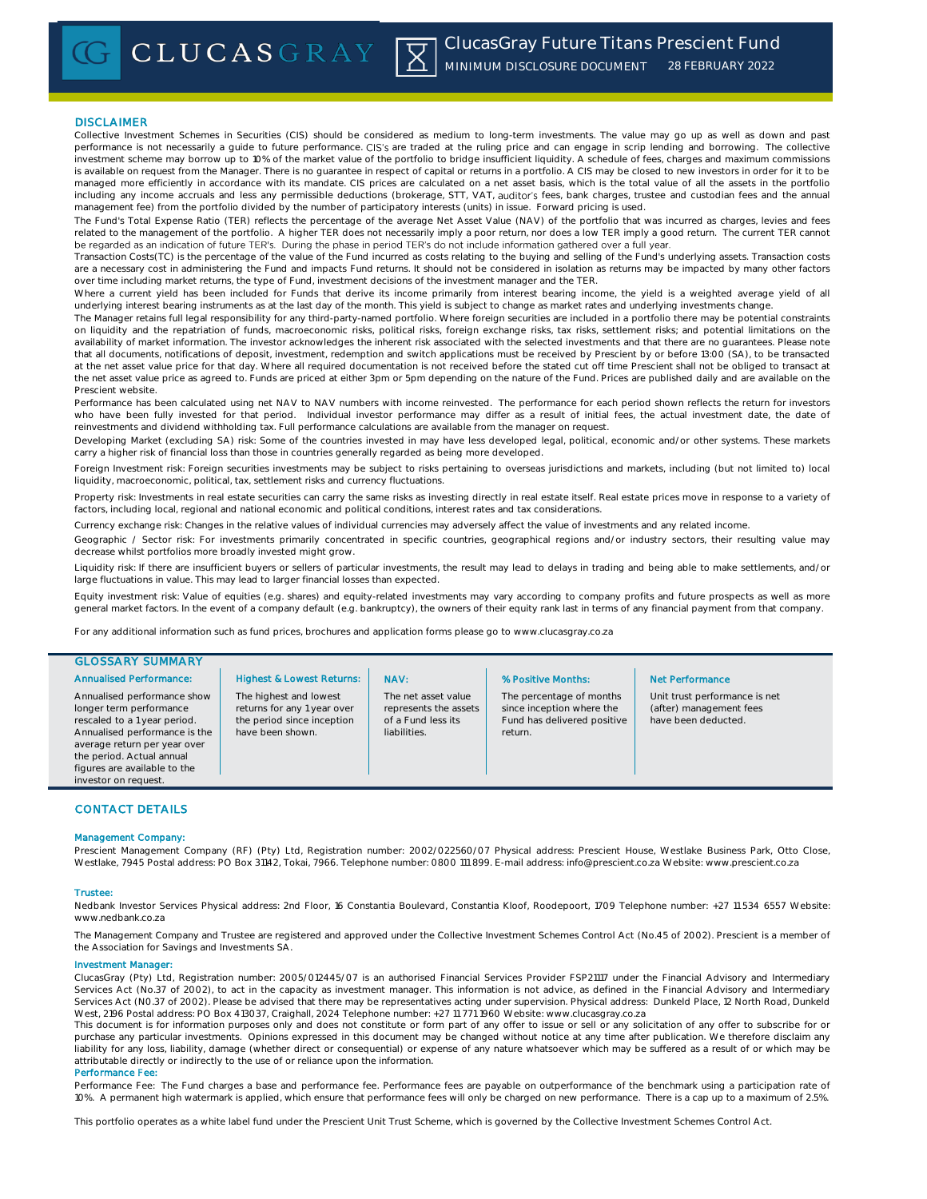# ClucasGray Future Titans Prescient Fund

MINIMUM DISCLOSURE DOCUMENT 28 FEBRUARY 2022

## DISCLAIMER

Collective Investment Schemes in Securities (CIS) should be considered as medium to long-term investments. The value may go up as well as down and past performance is not necessarily a guide to future performance. CIS's are traded at the ruling price and can engage in scrip lending and borrowing. The collective investment scheme may borrow up to 10% of the market value of the portfolio to bridge insufficient liquidity. A schedule of fees, charges and maximum commissions is available on request from the Manager. There is no guarantee in respect of capital or returns in a portfolio. A CIS may be closed to new investors in order for it to be managed more efficiently in accordance with its mandate. CIS prices are calculated on a net asset basis, which is the total value of all the assets in the portfolio including any income accruals and less any permissible deductions (brokerage, STT, VAT, auditor's fees, bank charges, trustee and custodian fees and the annual management fee) from the portfolio divided by the number of participatory interests (units) in issue. Forward pricing is used.

The Fund's Total Expense Ratio (TER) reflects the percentage of the average Net Asset Value (NAV) of the portfolio that was incurred as charges, levies and fees related to the management of the portfolio. A higher TER does not necessarily imply a poor return, nor does a low TER imply a good return. The current TER cannot be regarded as an indication of future TER's. During the phase in period TER's do not include information gathered over a full year.

Transaction Costs(TC) is the percentage of the value of the Fund incurred as costs relating to the buying and selling of the Fund's underlying assets. Transaction costs are a necessary cost in administering the Fund and impacts Fund returns. It should not be considered in isolation as returns may be impacted by many other factors over time including market returns, the type of Fund, investment decisions of the investment manager and the TER.

Where a current yield has been included for Funds that derive its income primarily from interest bearing income, the yield is a weighted average yield of all underlying interest bearing instruments as at the last day of the month. This yield is subject to change as market rates and underlying investments change.

The Manager retains full legal responsibility for any third-party-named portfolio. Where foreign securities are included in a portfolio there may be potential constraints on liquidity and the repatriation of funds, macroeconomic risks, political risks, foreign exchange risks, tax risks, settlement risks; and potential limitations on the availability of market information. The investor acknowledges the inherent risk associated with the selected investments and that there are no guarantees. Please note that all documents, notifications of deposit, investment, redemption and switch applications must be received by Prescient by or before 13:00 (SA), to be transacted at the net asset value price for that day. Where all required documentation is not received before the stated cut off time Prescient shall not be obliged to transact at the net asset value price as agreed to. Funds are priced at either 3pm or 5pm depending on the nature of the Fund. Prices are published daily and are available on the Prescient website.

Performance has been calculated using net NAV to NAV numbers with income reinvested. The performance for each period shown reflects the return for investors who have been fully invested for that period. Individual investor performance may differ as a result of initial fees, the actual investment date, the date of reinvestments and dividend withholding tax. Full performance calculations are available from the manager on request.

Developing Market (excluding SA) risk: Some of the countries invested in may have less developed legal, political, economic and/or other systems. These markets carry a higher risk of financial loss than those in countries generally regarded as being more developed.

Foreign Investment risk: Foreign securities investments may be subject to risks pertaining to overseas jurisdictions and markets, including (but not limited to) local liquidity, macroeconomic, political, tax, settlement risks and currency fluctuations.

Property risk: Investments in real estate securities can carry the same risks as investing directly in real estate itself. Real estate prices move in response to a variety of factors, including local, regional and national economic and political conditions, interest rates and tax considerations.

Currency exchange risk: Changes in the relative values of individual currencies may adversely affect the value of investments and any related income.

Geographic / Sector risk: For investments primarily concentrated in specific countries, geographical regions and/or industry sectors, their resulting value may decrease whilst portfolios more broadly invested might grow.

Liquidity risk: If there are insufficient buyers or sellers of particular investments, the result may lead to delays in trading and being able to make settlements, and/or large fluctuations in value. This may lead to larger financial losses than expected.

Equity investment risk: Value of equities (e.g. shares) and equity-related investments may vary according to company profits and future prospects as well as more general market factors. In the event of a company default (e.g. bankruptcy), the owners of their equity rank last in terms of any financial payment from that company.

For any additional information such as fund prices, brochures and application forms please go to www.clucasgray.co.za

## GLOSSARY SUMMARY

**Annualised Performance:** Annualised performance show longer term performance rescaled to a 1 year period. Annualised performance is the average return per year over the period. Actual annual figures are available to the investor on request.

**Highest & Lowest Returns:** The highest and lowest returns for any 1 year over the period since inception have been shown.

**NAV:** The net asset value represents the assets of a Fund less its liabilities.

**% Positive Months:** The percentage of months since inception where the Fund has delivered positive return.

**Net Performance:** Unit trust performance is net (after) management fees have been deducted.

## CONTACT DETAILS

### Management Company:

Prescient Management Company (RF) (Pty) Ltd, Registration number: 2002/022560/07 Physical address: Prescient House, Westlake Business Park, Otto Close, Westlake, 7945 Postal address: PO Box 31142, Tokai, 7966. Telephone number: 0800 111 899. E-mail address: info@prescient.co.za Website: www.prescient.co.za

### Trustee:

Nedbank Investor Services Physical address: 2nd Floor, 16 Constantia Boulevard, Constantia Kloof, Roodepoort, 1709 Telephone number: +27 11 534 6557 Website: www.nedbank.co.za

The Management Company and Trustee are registered and approved under the Collective Investment Schemes Control Act (No.45 of 2002). Prescient is a member of the Association for Savings and Investments SA.

### Investment Manager:

ClucasGray (Pty) Ltd, Registration number: 2005/012445/07 is an authorised Financial Services Provider FSP21117 under the Financial Advisory and Intermediary Services Act (No.37 of 2002), to act in the capacity as investment manager. This information is not advice, as defined in the Financial Advisory and Intermediary Services Act (N0.37 of 2002). Please be advised that there may be representatives acting under supervision. Physical address: Dunkeld Place, 12 North Road, Dunkeld West, 2196 Postal address: PO Box 413037, Craighall, 2024 Telephone number: +27 11 771 1960 Website: www.clucasgray.co.za

This document is for information purposes only and does not constitute or form part of any offer to issue or sell or any solicitation of any offer to subscribe for or purchase any particular investments. Opinions expressed in this document may be changed without notice at any time after publication. We therefore disclaim any liability for any loss, liability, damage (whether direct or consequential) or expense of any nature whatsoever which may be suffered as a result of or which may be attributable directly or indirectly to the use of or reliance upon the information.

### Performance Fee:

Performance Fee: The Fund charges a base and performance fee. Performance fees are payable on outperformance of the benchmark using a participation rate of 10%. A permanent high watermark is applied, which ensure that performance fees will only be charged on new performance. There is a cap up to a maximum of 2.5%.

This portfolio operates as a white label fund under the Prescient Unit Trust Scheme, which is governed by the Collective Investment Schemes Control Act.